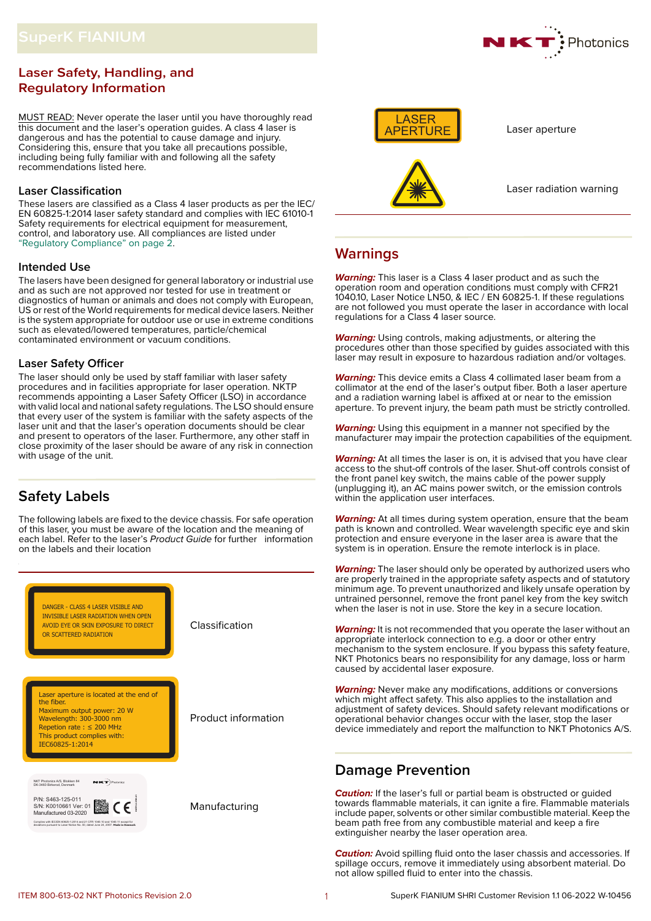# SuperK FIANIUM

## Laser Safety, Handling, and Regulatory Information

MUST READ: Never operate the laser until you have thoroughly read this document and the laser's operation guides. A class 4 laser is dangerous and has the potential to cause damage and injury. Considering this, ensure that you take all precautions possible, including being fully familiar with and following all the safety recommendations listed here.

### Laser Classification

These lasers are classified as a Class 4 laser products as per the IEC/ EN 60825-1:2014 laser safety standard and complies with IEC 61010-1 Safety requirements for electrical equipment for measurement, control, and laboratory use. All compliances are listed under "Regulatory Compliance" on page 2.

### Intended Use

The lasers have been designed for general laboratory or industrial use and as such are not approved nor tested for use in treatment or diagnostics of human or animals and does not comply with European, US or rest of the World requirements for medical device lasers. Neither is the system appropriate for outdoor use or use in extreme conditions such as elevated/lowered temperatures, particle/chemical contaminated environment or vacuum conditions.

### Laser Safety Officer

The laser should only be used by staff familiar with laser safety procedures and in facilities appropriate for laser operation. NKTP recommends appointing a Laser Safety Officer (LSO) in accordance with valid local and national safety regulations. The LSO should ensure that every user of the system is familiar with the safety aspects of the laser unit and that the laser's operation documents should be clear and present to operators of the laser. Furthermore, any other staff in close proximity of the laser should be aware of any risk in connection with usage of the unit.

## Safety Labels

The following labels are fixed to the device chassis. For safe operation of this laser, you must be aware of the location and the meaning of each label. Refer to the laser's *Product Guide* for further information on the labels and their location

| | |
|---|---|
| DANGER - CLASS 4 LASER VISIBLE AND INVISIBLE LASER RADIATION WHEN OPEN AVOID EYE OR SKIN EXPOSURE TO DIRECT OR SCATTERED RADIATION | Classification |
| Laser aperture is located at the end of the fiber. Maximum output power: 20 W Wavelength: 300-3000 nm Repetion rate : ≤ 200 MHz This product complies with: IEC60825-1:2014 | Product information |
| NKT Photonics A/S, Blokken 84 DK-3460 Birkerød, Denmark P/N: S463-125-011 S/N: K0010661 Ver: 01 Manufactured 03-2020 Complies with IEC/EN 60825-1:2014 and 21 CFR 1040.10 and 1040.11 except for deviations pursuant to Laser Notice No. 50, dated June 24, 2007. Made in Denmark | Manufacturing |
| LASER APERTURE | Laser aperture |
| | Laser radiation warning |

## Warnings

***Warning:*** This laser is a Class 4 laser product and as such the operation room and operation conditions must comply with CFR21 1040.10, Laser Notice LN50, & IEC / EN 60825-1. If these regulations are not followed you must operate the laser in accordance with local regulations for a Class 4 laser source.

***Warning:*** Using controls, making adjustments, or altering the procedures other than those specified by guides associated with this laser may result in exposure to hazardous radiation and/or voltages.

***Warning:*** This device emits a Class 4 collimated laser beam from a collimator at the end of the laser's output fiber. Both a laser aperture and a radiation warning label is affixed at or near to the emission aperture. To prevent injury, the beam path must be strictly controlled.

***Warning:*** Using this equipment in a manner not specified by the manufacturer may impair the protection capabilities of the equipment.

***Warning:*** At all times the laser is on, it is advised that you have clear access to the shut-off controls of the laser. Shut-off controls consist of the front panel key switch, the mains cable of the power supply (unplugging it), an AC mains power switch, or the emission controls within the application user interfaces.

***Warning:*** At all times during system operation, ensure that the beam path is known and controlled. Wear wavelength specific eye and skin protection and ensure everyone in the laser area is aware that the system is in operation. Ensure the remote interlock is in place.

***Warning:*** The laser should only be operated by authorized users who are properly trained in the appropriate safety aspects and of statutory minimum age. To prevent unauthorized and likely unsafe operation by untrained personnel, remove the front panel key from the key switch when the laser is not in use. Store the key in a secure location.

***Warning:*** It is not recommended that you operate the laser without an appropriate interlock connection to e.g. a door or other entry mechanism to the system enclosure. If you bypass this safety feature, NKT Photonics bears no responsibility for any damage, loss or harm caused by accidental laser exposure.

***Warning:*** Never make any modifications, additions or conversions which might affect safety. This also applies to the installation and adjustment of safety devices. Should safety relevant modifications or operational behavior changes occur with the laser, stop the laser device immediately and report the malfunction to NKT Photonics A/S.

## Damage Prevention

***Caution:*** If the laser's full or partial beam is obstructed or guided towards flammable materials, it can ignite a fire. Flammable materials include paper, solvents or other similar combustible material. Keep the beam path free from any combustible material and keep a fire extinguisher nearby the laser operation area.

***Caution:*** Avoid spilling fluid onto the laser chassis and accessories. If spillage occurs, remove it immediately using absorbent material. Do not allow spilled fluid to enter into the chassis.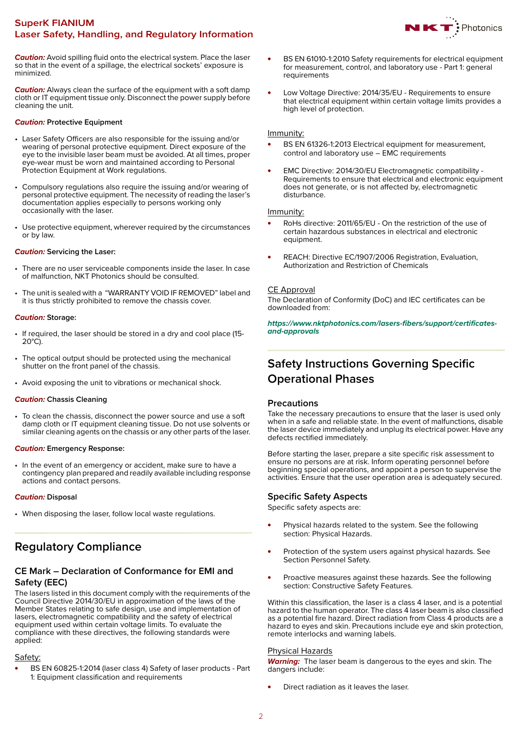***Caution:*** Avoid spilling fluid onto the electrical system. Place the laser so that in the event of a spillage, the electrical sockets' exposure is minimized.

***Caution:*** Always clean the surface of the equipment with a soft damp cloth or IT equipment tissue only. Disconnect the power supply before cleaning the unit.

***Caution:*** **Protective Equipment**

- Laser Safety Officers are also responsible for the issuing and/or wearing of personal protective equipment. Direct exposure of the eye to the invisible laser beam must be avoided. At all times, proper eye-wear must be worn and maintained according to Personal Protection Equipment at Work regulations.
- Compulsory regulations also require the issuing and/or wearing of personal protective equipment. The necessity of reading the laser's documentation applies especially to persons working only occasionally with the laser.
- Use protective equipment, wherever required by the circumstances or by law.

***Caution:*** **Servicing the Laser:**

- There are no user serviceable components inside the laser. In case of malfunction, NKT Photonics should be consulted.
- The unit is sealed with a "WARRANTY VOID IF REMOVED" label and it is thus strictly prohibited to remove the chassis cover.

***Caution:*** **Storage:**

- If required, the laser should be stored in a dry and cool place (15-20°C).
- The optical output should be protected using the mechanical shutter on the front panel of the chassis.
- Avoid exposing the unit to vibrations or mechanical shock.

***Caution:*** **Chassis Cleaning**

- To clean the chassis, disconnect the power source and use a soft damp cloth or IT equipment cleaning tissue. Do not use solvents or similar cleaning agents on the chassis or any other parts of the laser.

***Caution:*** **Emergency Response:**

- In the event of an emergency or accident, make sure to have a contingency plan prepared and readily available including response actions and contact persons.

***Caution:*** **Disposal**

- When disposing the laser, follow local waste regulations.

## Regulatory Compliance

### CE Mark – Declaration of Conformance for EMI and Safety (EEC)

The lasers listed in this document comply with the requirements of the Council Directive 2014/30/EU in approximation of the laws of the Member States relating to safe design, use and implementation of lasers, electromagnetic compatibility and the safety of electrical equipment used within certain voltage limits. To evaluate the compliance with these directives, the following standards were applied:

Safety:

- BS EN 60825-1:2014 (laser class 4) Safety of laser products - Part 1: Equipment classification and requirements
- BS EN 61010-1:2010 Safety requirements for electrical equipment for measurement, control, and laboratory use - Part 1: general requirements
- Low Voltage Directive: 2014/35/EU - Requirements to ensure that electrical equipment within certain voltage limits provides a high level of protection.

Immunity:

- BS EN 61326-1:2013 Electrical equipment for measurement, control and laboratory use – EMC requirements
- EMC Directive: 2014/30/EU Electromagnetic compatibility - Requirements to ensure that electrical and electronic equipment does not generate, or is not affected by, electromagnetic disturbance.

Immunity:

- RoHs directive: 2011/65/EU - On the restriction of the use of certain hazardous substances in electrical and electronic equipment.
- REACH: Directive EC/1907/2006 Registration, Evaluation, Authorization and Restriction of Chemicals

CE Approval

The Declaration of Conformity (DoC) and IEC certificates can be downloaded from:

***https://www.nktphotonics.com/lasers-fibers/support/certificates-and-approvals***

## Safety Instructions Governing Specific Operational Phases

### Precautions

Take the necessary precautions to ensure that the laser is used only when in a safe and reliable state. In the event of malfunctions, disable the laser device immediately and unplug its electrical power. Have any defects rectified immediately.

Before starting the laser, prepare a site specific risk assessment to ensure no persons are at risk. Inform operating personnel before beginning special operations, and appoint a person to supervise the activities. Ensure that the user operation area is adequately secured.

### Specific Safety Aspects

Specific safety aspects are:

- Physical hazards related to the system. See the following section: Physical Hazards.
- Protection of the system users against physical hazards. See Section Personnel Safety.
- Proactive measures against these hazards. See the following section: Constructive Safety Features.

Within this classification, the laser is a class 4 laser, and is a potential hazard to the human operator. The class 4 laser beam is also classified as a potential fire hazard. Direct radiation from Class 4 products are a hazard to eyes and skin. Precautions include eye and skin protection, remote interlocks and warning labels.

Physical Hazards

***Warning:*** The laser beam is dangerous to the eyes and skin. The dangers include:

- Direct radiation as it leaves the laser.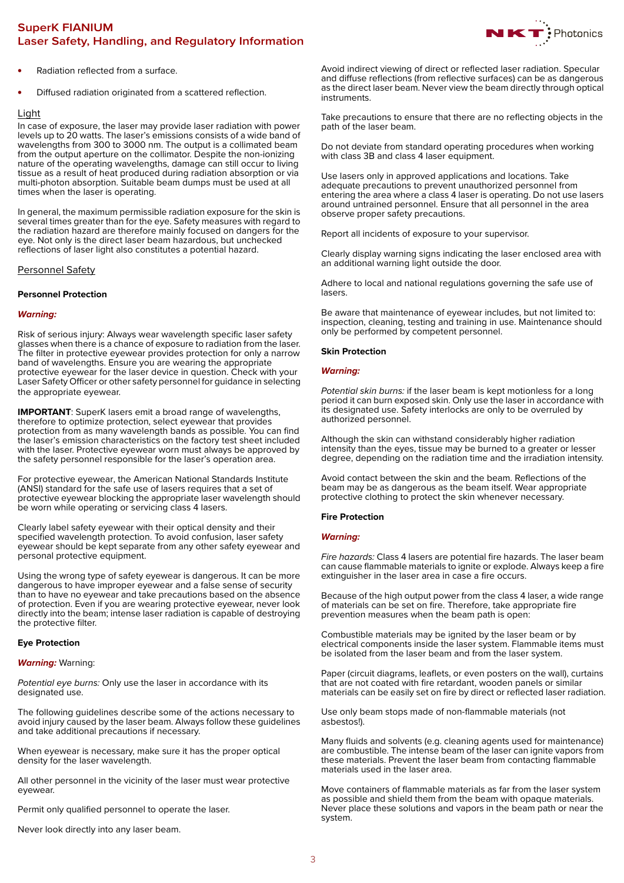- Radiation reflected from a surface.
- Diffused radiation originated from a scattered reflection.

## Light

In case of exposure, the laser may provide laser radiation with power levels up to 20 watts. The laser's emissions consists of a wide band of wavelengths from 300 to 3000 nm. The output is a collimated beam from the output aperture on the collimator. Despite the non-ionizing nature of the operating wavelengths, damage can still occur to living tissue as a result of heat produced during radiation absorption or via multi-photon absorption. Suitable beam dumps must be used at all times when the laser is operating.

In general, the maximum permissible radiation exposure for the skin is several times greater than for the eye. Safety measures with regard to the radiation hazard are therefore mainly focused on dangers for the eye. Not only is the direct laser beam hazardous, but unchecked reflections of laser light also constitutes a potential hazard.

## Personnel Safety

### Personnel Protection

***Warning:***

Risk of serious injury: Always wear wavelength specific laser safety glasses when there is a chance of exposure to radiation from the laser. The filter in protective eyewear provides protection for only a narrow band of wavelengths. Ensure you are wearing the appropriate protective eyewear for the laser device in question. Check with your Laser Safety Officer or other safety personnel for guidance in selecting the appropriate eyewear.

**IMPORTANT**: SuperK lasers emit a broad range of wavelengths, therefore to optimize protection, select eyewear that provides protection from as many wavelength bands as possible. You can find the laser's emission characteristics on the factory test sheet included with the laser. Protective eyewear worn must always be approved by the safety personnel responsible for the laser's operation area.

For protective eyewear, the American National Standards Institute (ANSI) standard for the safe use of lasers requires that a set of protective eyewear blocking the appropriate laser wavelength should be worn while operating or servicing class 4 lasers.

Clearly label safety eyewear with their optical density and their specified wavelength protection. To avoid confusion, laser safety eyewear should be kept separate from any other safety eyewear and personal protective equipment.

Using the wrong type of safety eyewear is dangerous. It can be more dangerous to have improper eyewear and a false sense of security than to have no eyewear and take precautions based on the absence of protection. Even if you are wearing protective eyewear, never look directly into the beam; intense laser radiation is capable of destroying the protective filter.

### Eye Protection

***Warning:*** Warning:

*Potential eye burns:* Only use the laser in accordance with its designated use.

The following guidelines describe some of the actions necessary to avoid injury caused by the laser beam. Always follow these guidelines and take additional precautions if necessary.

When eyewear is necessary, make sure it has the proper optical density for the laser wavelength.

All other personnel in the vicinity of the laser must wear protective eyewear.

Permit only qualified personnel to operate the laser.

Never look directly into any laser beam.

Avoid indirect viewing of direct or reflected laser radiation. Specular and diffuse reflections (from reflective surfaces) can be as dangerous as the direct laser beam. Never view the beam directly through optical instruments.

Take precautions to ensure that there are no reflecting objects in the path of the laser beam.

Do not deviate from standard operating procedures when working with class 3B and class 4 laser equipment.

Use lasers only in approved applications and locations. Take adequate precautions to prevent unauthorized personnel from entering the area where a class 4 laser is operating. Do not use lasers around untrained personnel. Ensure that all personnel in the area observe proper safety precautions.

Report all incidents of exposure to your supervisor.

Clearly display warning signs indicating the laser enclosed area with an additional warning light outside the door.

Adhere to local and national regulations governing the safe use of lasers.

Be aware that maintenance of eyewear includes, but not limited to: inspection, cleaning, testing and training in use. Maintenance should only be performed by competent personnel.

### Skin Protection

***Warning:***

*Potential skin burns:* if the laser beam is kept motionless for a long period it can burn exposed skin. Only use the laser in accordance with its designated use. Safety interlocks are only to be overruled by authorized personnel.

Although the skin can withstand considerably higher radiation intensity than the eyes, tissue may be burned to a greater or lesser degree, depending on the radiation time and the irradiation intensity.

Avoid contact between the skin and the beam. Reflections of the beam may be as dangerous as the beam itself. Wear appropriate protective clothing to protect the skin whenever necessary.

### Fire Protection

***Warning:***

*Fire hazards:* Class 4 lasers are potential fire hazards. The laser beam can cause flammable materials to ignite or explode. Always keep a fire extinguisher in the laser area in case a fire occurs.

Because of the high output power from the class 4 laser, a wide range of materials can be set on fire. Therefore, take appropriate fire prevention measures when the beam path is open:

Combustible materials may be ignited by the laser beam or by electrical components inside the laser system. Flammable items must be isolated from the laser beam and from the laser system.

Paper (circuit diagrams, leaflets, or even posters on the wall), curtains that are not coated with fire retardant, wooden panels or similar materials can be easily set on fire by direct or reflected laser radiation.

Use only beam stops made of non-flammable materials (not asbestos!).

Many fluids and solvents (e.g. cleaning agents used for maintenance) are combustible. The intense beam of the laser can ignite vapors from these materials. Prevent the laser beam from contacting flammable materials used in the laser area.

Move containers of flammable materials as far from the laser system as possible and shield them from the beam with opaque materials. Never place these solutions and vapors in the beam path or near the system.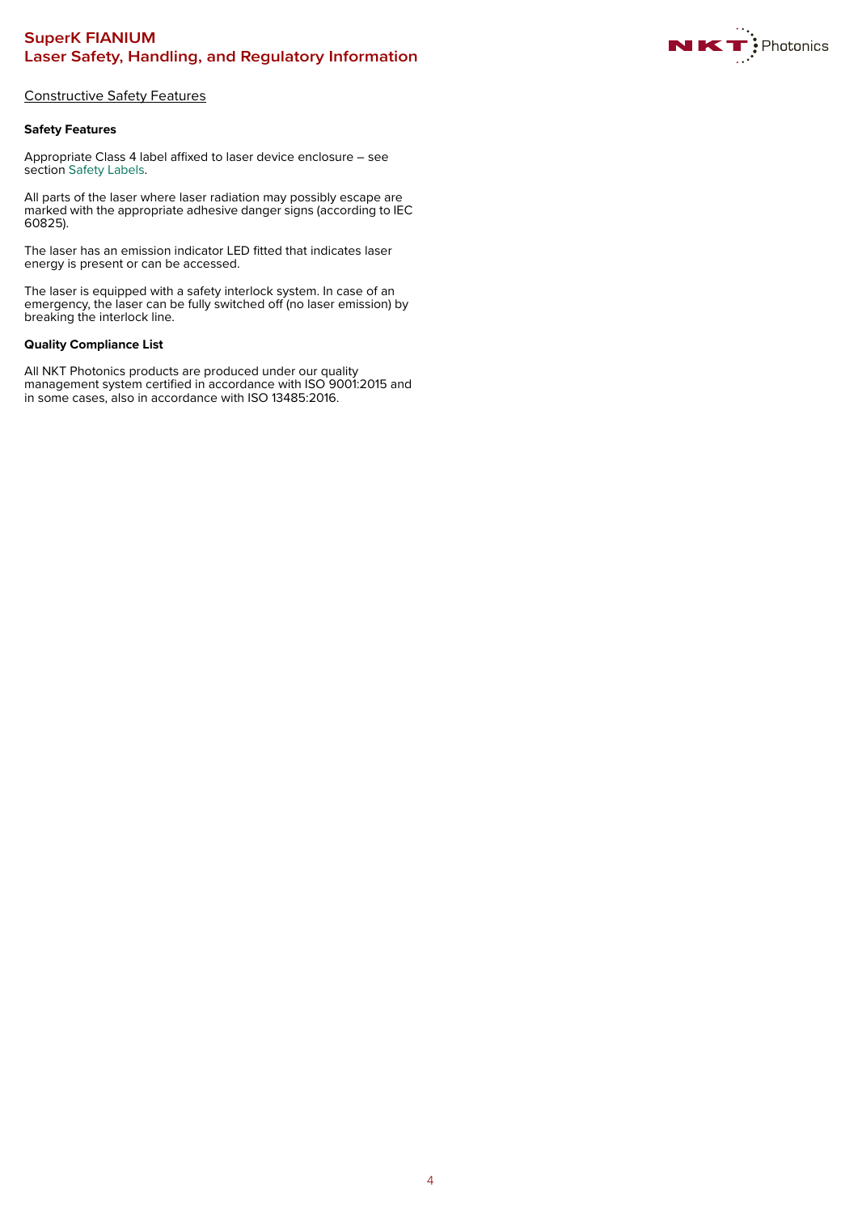## Constructive Safety Features

### Safety Features

Appropriate Class 4 label affixed to laser device enclosure – see section Safety Labels.

All parts of the laser where laser radiation may possibly escape are marked with the appropriate adhesive danger signs (according to IEC 60825).

The laser has an emission indicator LED fitted that indicates laser energy is present or can be accessed.

The laser is equipped with a safety interlock system. In case of an emergency, the laser can be fully switched off (no laser emission) by breaking the interlock line.

### Quality Compliance List

All NKT Photonics products are produced under our quality management system certified in accordance with ISO 9001:2015 and in some cases, also in accordance with ISO 13485:2016.